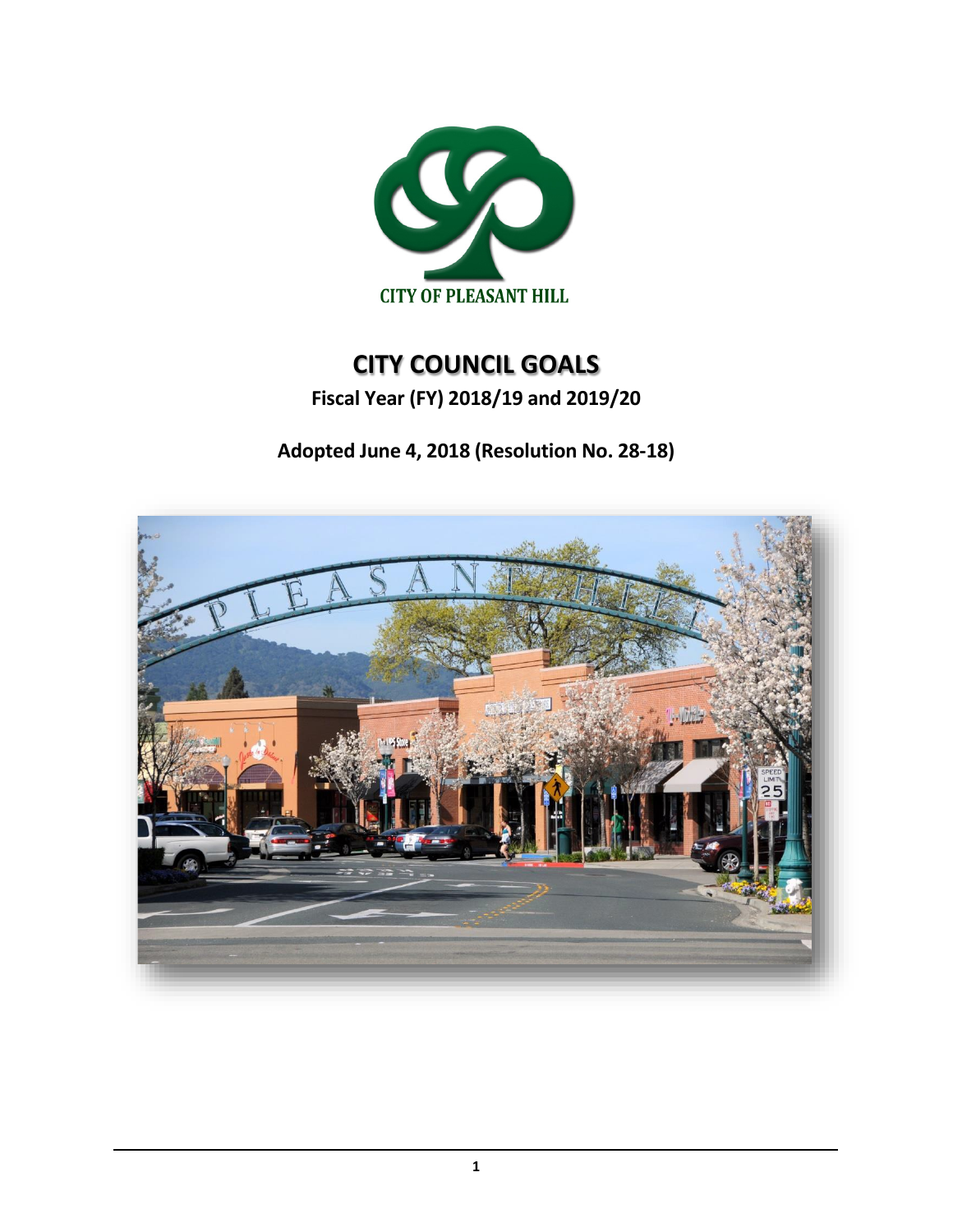CITY OF PLEASANT HILL

# CITY COUNCIL GOALS

**Fiscal Year (FY) 2018/19 and 2019/20**

**Adopted June 4, 2018 (Resolution No. 28-18)**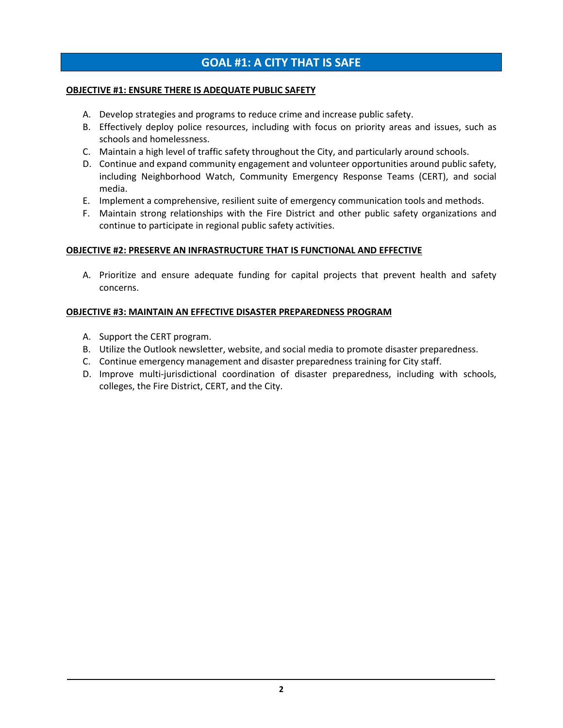# GOAL #1: A CITY THAT IS SAFE

## OBJECTIVE #1: ENSURE THERE IS ADEQUATE PUBLIC SAFETY

A. Develop strategies and programs to reduce crime and increase public safety.
B. Effectively deploy police resources, including with focus on priority areas and issues, such as schools and homelessness.
C. Maintain a high level of traffic safety throughout the City, and particularly around schools.
D. Continue and expand community engagement and volunteer opportunities around public safety, including Neighborhood Watch, Community Emergency Response Teams (CERT), and social media.
E. Implement a comprehensive, resilient suite of emergency communication tools and methods.
F. Maintain strong relationships with the Fire District and other public safety organizations and continue to participate in regional public safety activities.

## OBJECTIVE #2: PRESERVE AN INFRASTRUCTURE THAT IS FUNCTIONAL AND EFFECTIVE

A. Prioritize and ensure adequate funding for capital projects that prevent health and safety concerns.

## OBJECTIVE #3: MAINTAIN AN EFFECTIVE DISASTER PREPAREDNESS PROGRAM

A. Support the CERT program.
B. Utilize the Outlook newsletter, website, and social media to promote disaster preparedness.
C. Continue emergency management and disaster preparedness training for City staff.
D. Improve multi-jurisdictional coordination of disaster preparedness, including with schools, colleges, the Fire District, CERT, and the City.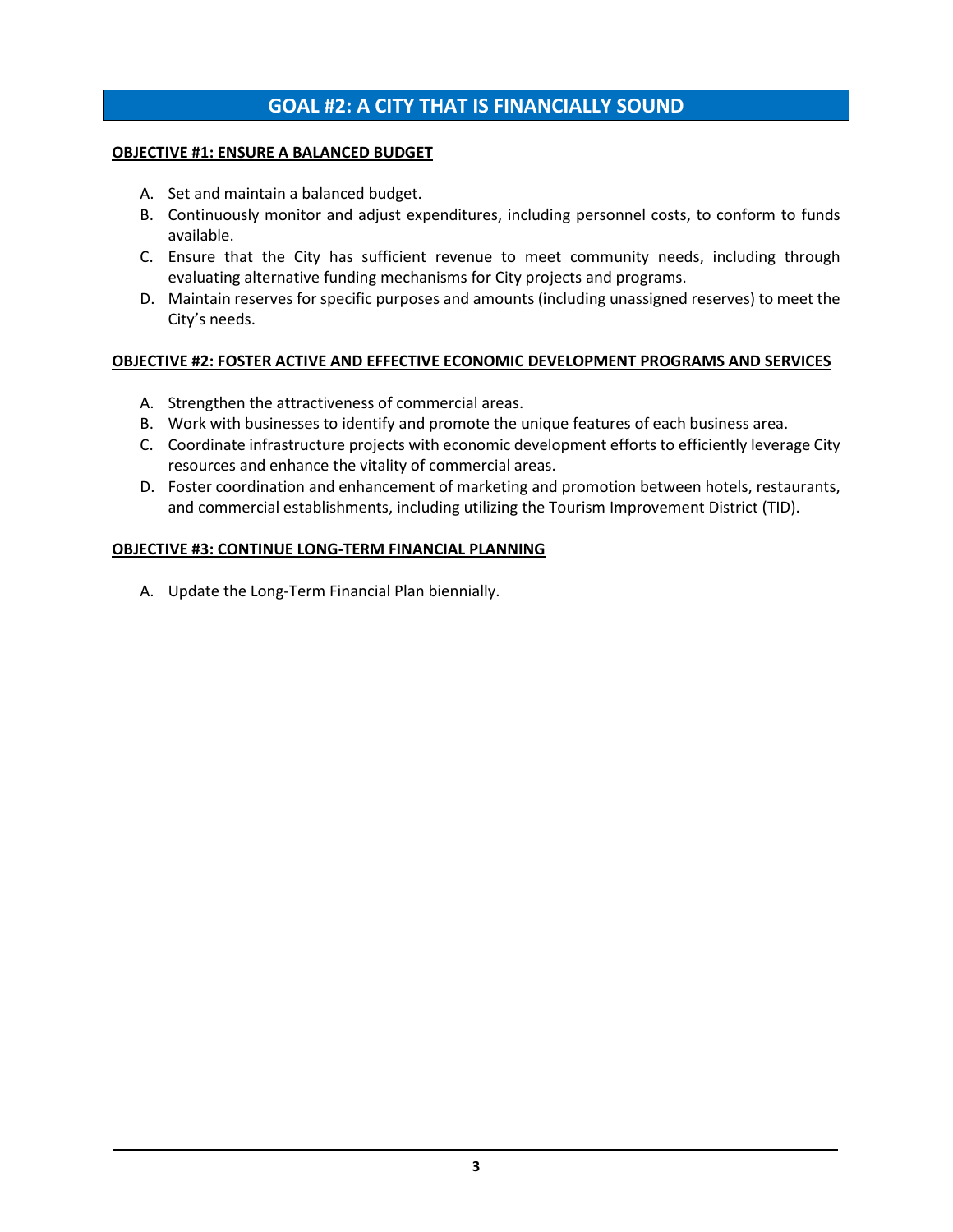# GOAL #2: A CITY THAT IS FINANCIALLY SOUND

**OBJECTIVE #1: ENSURE A BALANCED BUDGET**

A. Set and maintain a balanced budget.
B. Continuously monitor and adjust expenditures, including personnel costs, to conform to funds available.
C. Ensure that the City has sufficient revenue to meet community needs, including through evaluating alternative funding mechanisms for City projects and programs.
D. Maintain reserves for specific purposes and amounts (including unassigned reserves) to meet the City's needs.

**OBJECTIVE #2: FOSTER ACTIVE AND EFFECTIVE ECONOMIC DEVELOPMENT PROGRAMS AND SERVICES**

A. Strengthen the attractiveness of commercial areas.
B. Work with businesses to identify and promote the unique features of each business area.
C. Coordinate infrastructure projects with economic development efforts to efficiently leverage City resources and enhance the vitality of commercial areas.
D. Foster coordination and enhancement of marketing and promotion between hotels, restaurants, and commercial establishments, including utilizing the Tourism Improvement District (TID).

**OBJECTIVE #3: CONTINUE LONG-TERM FINANCIAL PLANNING**

A. Update the Long-Term Financial Plan biennially.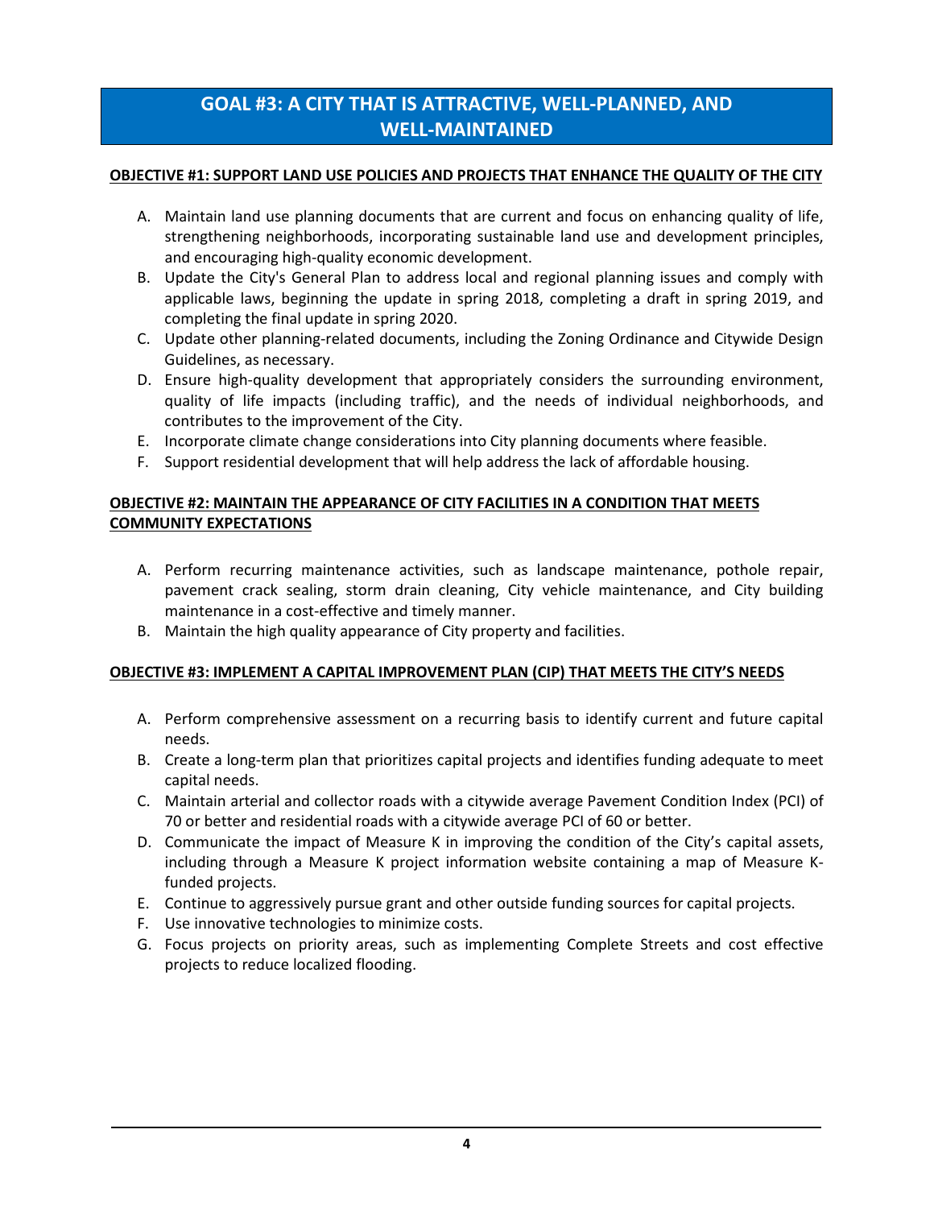# GOAL #3: A CITY THAT IS ATTRACTIVE, WELL-PLANNED, AND WELL-MAINTAINED

## OBJECTIVE #1: SUPPORT LAND USE POLICIES AND PROJECTS THAT ENHANCE THE QUALITY OF THE CITY

A. Maintain land use planning documents that are current and focus on enhancing quality of life, strengthening neighborhoods, incorporating sustainable land use and development principles, and encouraging high-quality economic development.
B. Update the City's General Plan to address local and regional planning issues and comply with applicable laws, beginning the update in spring 2018, completing a draft in spring 2019, and completing the final update in spring 2020.
C. Update other planning-related documents, including the Zoning Ordinance and Citywide Design Guidelines, as necessary.
D. Ensure high-quality development that appropriately considers the surrounding environment, quality of life impacts (including traffic), and the needs of individual neighborhoods, and contributes to the improvement of the City.
E. Incorporate climate change considerations into City planning documents where feasible.
F. Support residential development that will help address the lack of affordable housing.

## OBJECTIVE #2: MAINTAIN THE APPEARANCE OF CITY FACILITIES IN A CONDITION THAT MEETS COMMUNITY EXPECTATIONS

A. Perform recurring maintenance activities, such as landscape maintenance, pothole repair, pavement crack sealing, storm drain cleaning, City vehicle maintenance, and City building maintenance in a cost-effective and timely manner.
B. Maintain the high quality appearance of City property and facilities.

## OBJECTIVE #3: IMPLEMENT A CAPITAL IMPROVEMENT PLAN (CIP) THAT MEETS THE CITY'S NEEDS

A. Perform comprehensive assessment on a recurring basis to identify current and future capital needs.
B. Create a long-term plan that prioritizes capital projects and identifies funding adequate to meet capital needs.
C. Maintain arterial and collector roads with a citywide average Pavement Condition Index (PCI) of 70 or better and residential roads with a citywide average PCI of 60 or better.
D. Communicate the impact of Measure K in improving the condition of the City's capital assets, including through a Measure K project information website containing a map of Measure K-funded projects.
E. Continue to aggressively pursue grant and other outside funding sources for capital projects.
F. Use innovative technologies to minimize costs.
G. Focus projects on priority areas, such as implementing Complete Streets and cost effective projects to reduce localized flooding.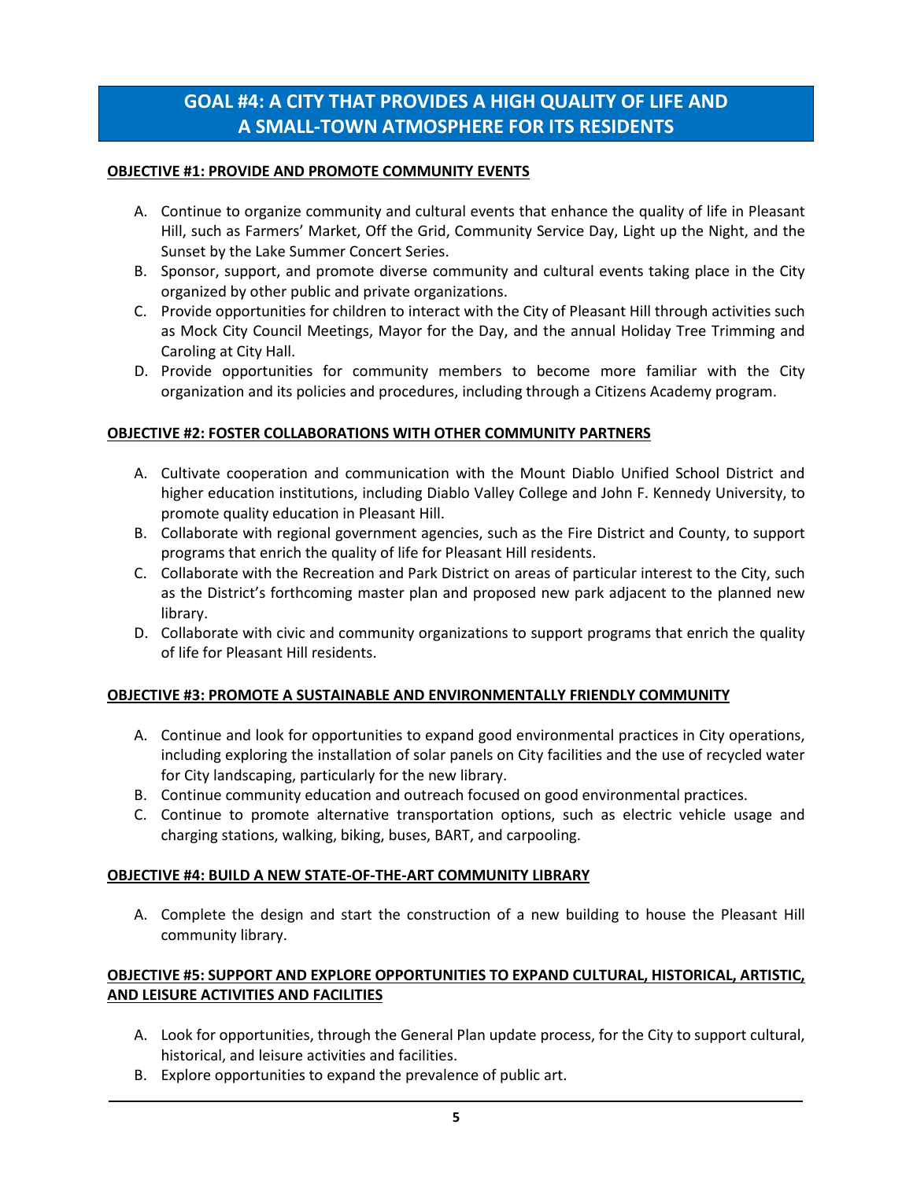# GOAL #4: A CITY THAT PROVIDES A HIGH QUALITY OF LIFE AND A SMALL-TOWN ATMOSPHERE FOR ITS RESIDENTS

## OBJECTIVE #1: PROVIDE AND PROMOTE COMMUNITY EVENTS

A. Continue to organize community and cultural events that enhance the quality of life in Pleasant Hill, such as Farmers' Market, Off the Grid, Community Service Day, Light up the Night, and the Sunset by the Lake Summer Concert Series.
B. Sponsor, support, and promote diverse community and cultural events taking place in the City organized by other public and private organizations.
C. Provide opportunities for children to interact with the City of Pleasant Hill through activities such as Mock City Council Meetings, Mayor for the Day, and the annual Holiday Tree Trimming and Caroling at City Hall.
D. Provide opportunities for community members to become more familiar with the City organization and its policies and procedures, including through a Citizens Academy program.

## OBJECTIVE #2: FOSTER COLLABORATIONS WITH OTHER COMMUNITY PARTNERS

A. Cultivate cooperation and communication with the Mount Diablo Unified School District and higher education institutions, including Diablo Valley College and John F. Kennedy University, to promote quality education in Pleasant Hill.
B. Collaborate with regional government agencies, such as the Fire District and County, to support programs that enrich the quality of life for Pleasant Hill residents.
C. Collaborate with the Recreation and Park District on areas of particular interest to the City, such as the District's forthcoming master plan and proposed new park adjacent to the planned new library.
D. Collaborate with civic and community organizations to support programs that enrich the quality of life for Pleasant Hill residents.

## OBJECTIVE #3: PROMOTE A SUSTAINABLE AND ENVIRONMENTALLY FRIENDLY COMMUNITY

A. Continue and look for opportunities to expand good environmental practices in City operations, including exploring the installation of solar panels on City facilities and the use of recycled water for City landscaping, particularly for the new library.
B. Continue community education and outreach focused on good environmental practices.
C. Continue to promote alternative transportation options, such as electric vehicle usage and charging stations, walking, biking, buses, BART, and carpooling.

## OBJECTIVE #4: BUILD A NEW STATE-OF-THE-ART COMMUNITY LIBRARY

A. Complete the design and start the construction of a new building to house the Pleasant Hill community library.

## OBJECTIVE #5: SUPPORT AND EXPLORE OPPORTUNITIES TO EXPAND CULTURAL, HISTORICAL, ARTISTIC, AND LEISURE ACTIVITIES AND FACILITIES

A. Look for opportunities, through the General Plan update process, for the City to support cultural, historical, and leisure activities and facilities.
B. Explore opportunities to expand the prevalence of public art.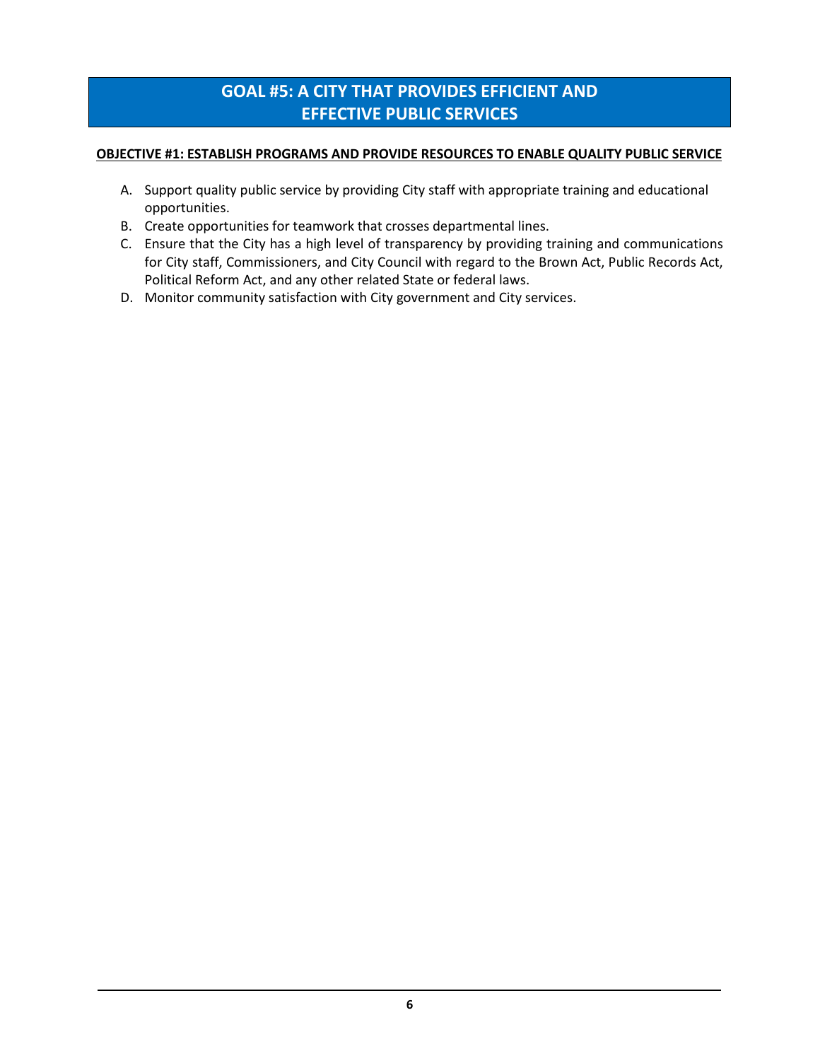# GOAL #5: A CITY THAT PROVIDES EFFICIENT AND EFFECTIVE PUBLIC SERVICES

**OBJECTIVE #1: ESTABLISH PROGRAMS AND PROVIDE RESOURCES TO ENABLE QUALITY PUBLIC SERVICE**

A. Support quality public service by providing City staff with appropriate training and educational opportunities.
B. Create opportunities for teamwork that crosses departmental lines.
C. Ensure that the City has a high level of transparency by providing training and communications for City staff, Commissioners, and City Council with regard to the Brown Act, Public Records Act, Political Reform Act, and any other related State or federal laws.
D. Monitor community satisfaction with City government and City services.